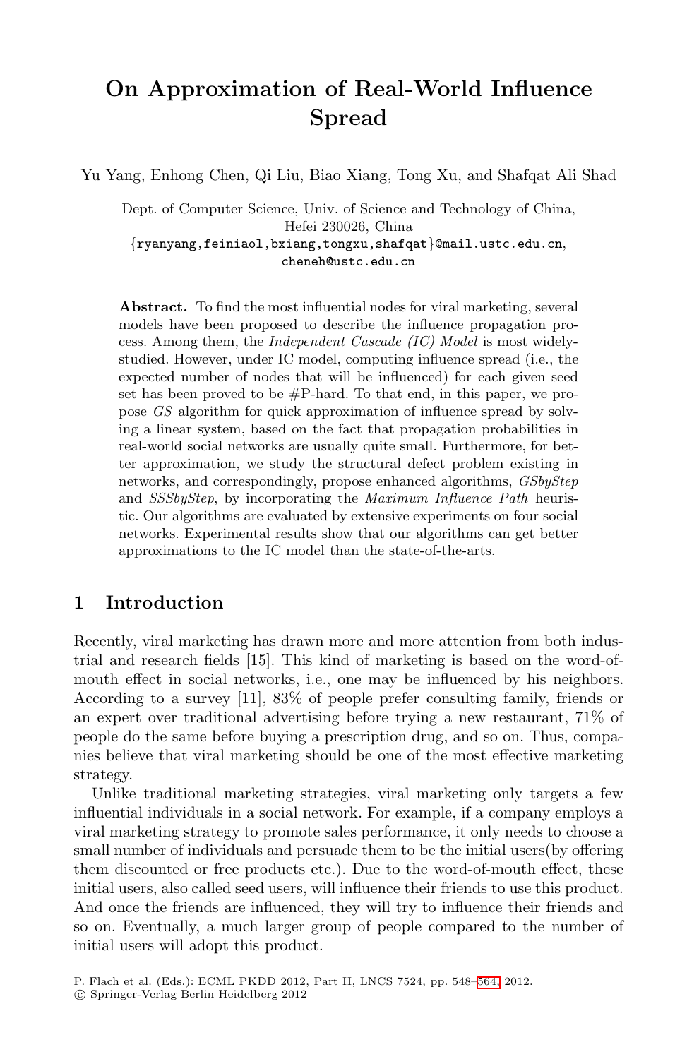# On Approximation of Real-World Influence Spread

Yu Yang, Enhong Chen, Qi Liu, Biao Xiang, Tong Xu, and Shafqat Ali Shad

Dept. of Computer Science, Univ. of Science and Technology of China,
Hefei 230026, China
{ryanyang,feiniaol,bxiang,tongxu,shafqat}@mail.ustc.edu.cn,
cheneh@ustc.edu.cn

**Abstract.** To find the most influential nodes for viral marketing, several models have been proposed to describe the influence propagation process. Among them, the *Independent Cascade (IC) Model* is most widely-studied. However, under IC model, computing influence spread (i.e., the expected number of nodes that will be influenced) for each given seed set has been proved to be #P-hard. To that end, in this paper, we propose *GS* algorithm for quick approximation of influence spread by solving a linear system, based on the fact that propagation probabilities in real-world social networks are usually quite small. Furthermore, for better approximation, we study the structural defect problem existing in networks, and correspondingly, propose enhanced algorithms, *GSbyStep* and *SSSbyStep*, by incorporating the *Maximum Influence Path* heuristic. Our algorithms are evaluated by extensive experiments on four social networks. Experimental results show that our algorithms can get better approximations to the IC model than the state-of-the-arts.

## 1 Introduction

Recently, viral marketing has drawn more and more attention from both industrial and research fields [15]. This kind of marketing is based on the word-of-mouth effect in social networks, i.e., one may be influenced by his neighbors. According to a survey [11], 83% of people prefer consulting family, friends or an expert over traditional advertising before trying a new restaurant, 71% of people do the same before buying a prescription drug, and so on. Thus, companies believe that viral marketing should be one of the most effective marketing strategy.

Unlike traditional marketing strategies, viral marketing only targets a few influential individuals in a social network. For example, if a company employs a viral marketing strategy to promote sales performance, it only needs to choose a small number of individuals and persuade them to be the initial users(by offering them discounted or free products etc.). Due to the word-of-mouth effect, these initial users, also called seed users, will influence their friends to use this product. And once the friends are influenced, they will try to influence their friends and so on. Eventually, a much larger group of people compared to the number of initial users will adopt this product.

P. Flach et al. (Eds.): ECML PKDD 2012, Part II, LNCS 7524, pp. 548–564, 2012.
© Springer-Verlag Berlin Heidelberg 2012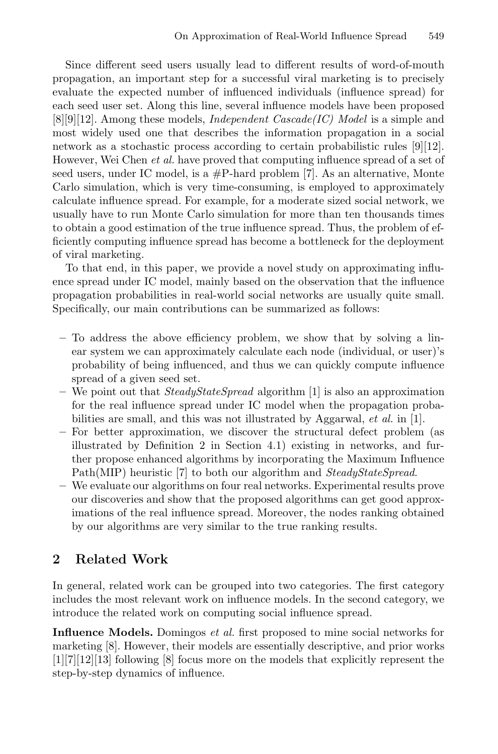Since different seed users usually lead to different results of word-of-mouth propagation, an important step for a successful viral marketing is to precisely evaluate the expected number of influenced individuals (influence spread) for each seed user set. Along this line, several influence models have been proposed [8][9][12]. Among these models, *Independent Cascade(IC) Model* is a simple and most widely used one that describes the information propagation in a social network as a stochastic process according to certain probabilistic rules [9][12]. However, Wei Chen *et al.* have proved that computing influence spread of a set of seed users, under IC model, is a #P-hard problem [7]. As an alternative, Monte Carlo simulation, which is very time-consuming, is employed to approximately calculate influence spread. For example, for a moderate sized social network, we usually have to run Monte Carlo simulation for more than ten thousands times to obtain a good estimation of the true influence spread. Thus, the problem of efficiently computing influence spread has become a bottleneck for the deployment of viral marketing.

To that end, in this paper, we provide a novel study on approximating influence spread under IC model, mainly based on the observation that the influence propagation probabilities in real-world social networks are usually quite small. Specifically, our main contributions can be summarized as follows:

- To address the above efficiency problem, we show that by solving a linear system we can approximately calculate each node (individual, or user)'s probability of being influenced, and thus we can quickly compute influence spread of a given seed set.
- We point out that *SteadyStateSpread* algorithm [1] is also an approximation for the real influence spread under IC model when the propagation probabilities are small, and this was not illustrated by Aggarwal, *et al.* in [1].
- For better approximation, we discover the structural defect problem (as illustrated by Definition 2 in Section 4.1) existing in networks, and further propose enhanced algorithms by incorporating the Maximum Influence Path(MIP) heuristic [7] to both our algorithm and *SteadyStateSpread*.
- We evaluate our algorithms on four real networks. Experimental results prove our discoveries and show that the proposed algorithms can get good approximations of the real influence spread. Moreover, the nodes ranking obtained by our algorithms are very similar to the true ranking results.

## 2 Related Work

In general, related work can be grouped into two categories. The first category includes the most relevant work on influence models. In the second category, we introduce the related work on computing social influence spread.

**Influence Models.** Domingos *et al.* first proposed to mine social networks for marketing [8]. However, their models are essentially descriptive, and prior works [1][7][12][13] following [8] focus more on the models that explicitly represent the step-by-step dynamics of influence.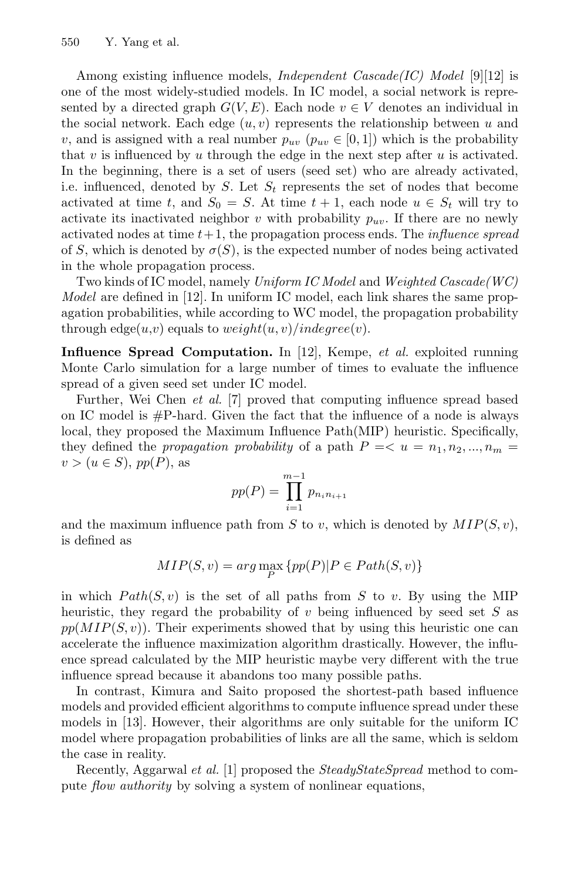Among existing influence models, *Independent Cascade(IC) Model* [9][12] is one of the most widely-studied models. In IC model, a social network is represented by a directed graph $G(V, E)$. Each node $v \in V$ denotes an individual in the social network. Each edge $(u, v)$ represents the relationship between $u$ and $v$, and is assigned with a real number $p_{uv}$ ($p_{uv} \in [0, 1]$) which is the probability that $v$ is influenced by $u$ through the edge in the next step after $u$ is activated. In the beginning, there is a set of users (seed set) who are already activated, i.e. influenced, denoted by $S$. Let $S_t$ represents the set of nodes that become activated at time $t$, and $S_0 = S$. At time $t + 1$, each node $u \in S_t$ will try to activate its inactivated neighbor $v$ with probability $p_{uv}$. If there are no newly activated nodes at time $t+1$, the propagation process ends. The *influence spread* of $S$, which is denoted by $\sigma(S)$, is the expected number of nodes being activated in the whole propagation process.

Two kinds of IC model, namely *Uniform IC Model* and *Weighted Cascade(WC) Model* are defined in [12]. In uniform IC model, each link shares the same propagation probabilities, while according to WC model, the propagation probability through edge($u$,$v$) equals to $weight(u, v)/indegree(v)$.

**Influence Spread Computation.** In [12], Kempe, *et al.* exploited running Monte Carlo simulation for a large number of times to evaluate the influence spread of a given seed set under IC model.

Further, Wei Chen *et al.* [7] proved that computing influence spread based on IC model is #P-hard. Given the fact that the influence of a node is always local, they proposed the Maximum Influence Path(MIP) heuristic. Specifically, they defined the *propagation probability* of a path $P =< u = n_1, n_2, ..., n_m = v > (u \in S)$, $pp(P)$, as

$$pp(P) = \prod_{i=1}^{m-1} p_{n_i n_{i+1}}$$

and the maximum influence path from $S$ to $v$, which is denoted by $MIP(S, v)$, is defined as

$$MIP(S, v) = arg \max_{P} \{pp(P) | P \in Path(S, v)\}$$

in which $Path(S, v)$ is the set of all paths from $S$ to $v$. By using the MIP heuristic, they regard the probability of $v$ being influenced by seed set $S$ as $pp(MIP(S, v))$. Their experiments showed that by using this heuristic one can accelerate the influence maximization algorithm drastically. However, the influence spread calculated by the MIP heuristic maybe very different with the true influence spread because it abandons too many possible paths.

In contrast, Kimura and Saito proposed the shortest-path based influence models and provided efficient algorithms to compute influence spread under these models in [13]. However, their algorithms are only suitable for the uniform IC model where propagation probabilities of links are all the same, which is seldom the case in reality.

Recently, Aggarwal *et al.* [1] proposed the *SteadyStateSpread* method to compute *flow authority* by solving a system of nonlinear equations,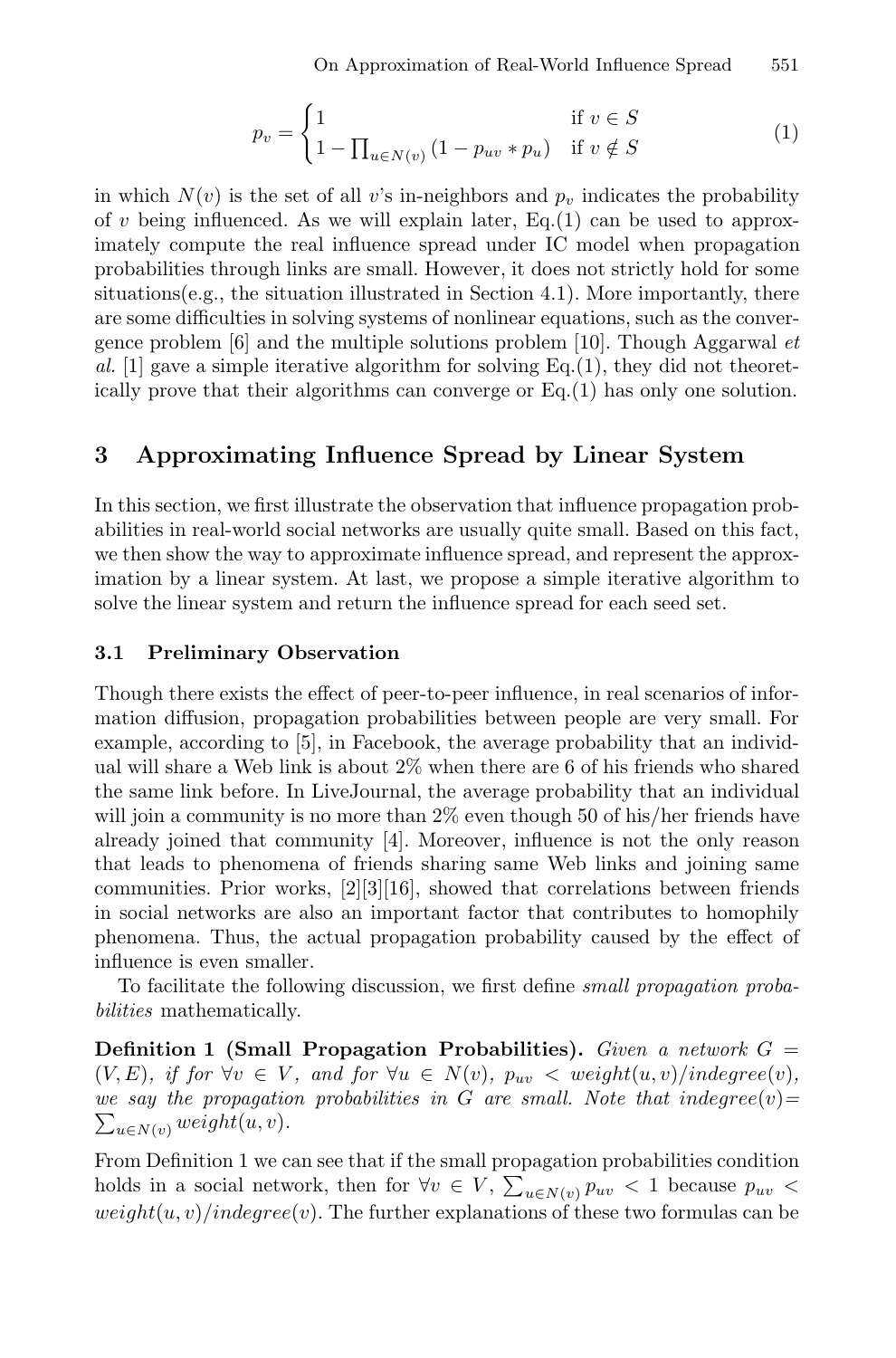$$p_v = \begin{cases} 1 & \text{if } v \in S \\ 1 - \prod_{u \in N(v)} (1 - p_{uv} * p_u) & \text{if } v \notin S \end{cases} \tag{1}$$

in which $N(v)$ is the set of all $v$'s in-neighbors and $p_v$ indicates the probability of $v$ being influenced. As we will explain later, Eq.(1) can be used to approximately compute the real influence spread under IC model when propagation probabilities through links are small. However, it does not strictly hold for some situations(e.g., the situation illustrated in Section 4.1). More importantly, there are some difficulties in solving systems of nonlinear equations, such as the convergence problem [6] and the multiple solutions problem [10]. Though Aggarwal *et al.* [1] gave a simple iterative algorithm for solving Eq.(1), they did not theoretically prove that their algorithms can converge or Eq.(1) has only one solution.

## 3 Approximating Influence Spread by Linear System

In this section, we first illustrate the observation that influence propagation probabilities in real-world social networks are usually quite small. Based on this fact, we then show the way to approximate influence spread, and represent the approximation by a linear system. At last, we propose a simple iterative algorithm to solve the linear system and return the influence spread for each seed set.

### 3.1 Preliminary Observation

Though there exists the effect of peer-to-peer influence, in real scenarios of information diffusion, propagation probabilities between people are very small. For example, according to [5], in Facebook, the average probability that an individual will share a Web link is about 2% when there are 6 of his friends who shared the same link before. In LiveJournal, the average probability that an individual will join a community is no more than 2% even though 50 of his/her friends have already joined that community [4]. Moreover, influence is not the only reason that leads to phenomena of friends sharing same Web links and joining same communities. Prior works, [2][3][16], showed that correlations between friends in social networks are also an important factor that contributes to homophily phenomena. Thus, the actual propagation probability caused by the effect of influence is even smaller.

To facilitate the following discussion, we first define *small propagation probabilities* mathematically.

**Definition 1 (Small Propagation Probabilities).** *Given a network $G = (V, E)$, if for $\forall v \in V$, and for $\forall u \in N(v)$, $p_{uv} < weight(u, v)/indegree(v)$, we say the propagation probabilities in $G$ are small. Note that $indegree(v) = \sum_{u \in N(v)} weight(u, v)$.*

From Definition 1 we can see that if the small propagation probabilities condition holds in a social network, then for $\forall v \in V$, $\sum_{u \in N(v)} p_{uv} < 1$ because $p_{uv} < weight(u, v)/indegree(v)$. The further explanations of these two formulas can be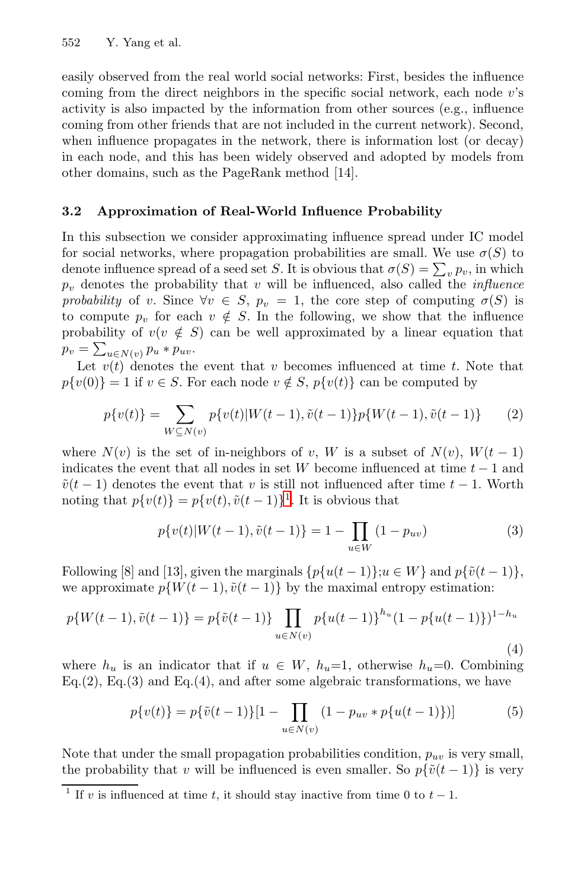easily observed from the real world social networks: First, besides the influence coming from the direct neighbors in the specific social network, each node $v$'s activity is also impacted by the information from other sources (e.g., influence coming from other friends that are not included in the current network). Second, when influence propagates in the network, there is information lost (or decay) in each node, and this has been widely observed and adopted by models from other domains, such as the PageRank method [14].

### 3.2 Approximation of Real-World Influence Probability

In this subsection we consider approximating influence spread under IC model for social networks, where propagation probabilities are small. We use $\sigma(S)$ to denote influence spread of a seed set $S$. It is obvious that $\sigma(S) = \sum_v p_v$, in which $p_v$ denotes the probability that $v$ will be influenced, also called the *influence probability* of $v$. Since $\forall v \in S$, $p_v = 1$, the core step of computing $\sigma(S)$ is to compute $p_v$ for each $v \notin S$. In the following, we show that the influence probability of $v (v \notin S)$ can be well approximated by a linear equation that $p_v = \sum_{u \in N(v)} p_u * p_{uv}$.

Let $v(t)$ denotes the event that $v$ becomes influenced at time $t$. Note that $p\{v(0)\} = 1$ if $v \in S$. For each node $v \notin S$, $p\{v(t)\}$ can be computed by

$$p\{v(t)\} = \sum_{W \subseteq N(v)} p\{v(t)|W(t-1), \tilde{v}(t-1)\} p\{W(t-1), \tilde{v}(t-1)\} \quad (2)$$

where $N(v)$ is the set of in-neighbors of $v$, $W$ is a subset of $N(v)$, $W(t-1)$ indicates the event that all nodes in set $W$ become influenced at time $t-1$ and $\tilde{v}(t-1)$ denotes the event that $v$ is still not influenced after time $t-1$. Worth noting that $p\{v(t)\} = p\{v(t), \tilde{v}(t-1)\}$[1]. It is obvious that

$$p\{v(t)|W(t-1), \tilde{v}(t-1)\} = 1 - \prod_{u \in W} (1 - p_{uv}) \quad (3)$$

Following [8] and [13], given the marginals $\{p\{u(t-1)\}; u \in W\}$ and $p\{\tilde{v}(t-1)\}$, we approximate $p\{W(t-1), \tilde{v}(t-1)\}$ by the maximal entropy estimation:

$$p\{W(t-1), \tilde{v}(t-1)\} = p\{\tilde{v}(t-1)\} \prod_{u \in N(v)} p\{u(t-1)\}^{h_u} (1 - p\{u(t-1)\})^{1-h_u} \quad (4)$$

where $h_u$ is an indicator that if $u \in W$, $h_u$=1, otherwise $h_u$=0. Combining Eq.(2), Eq.(3) and Eq.(4), and after some algebraic transformations, we have

$$p\{v(t)\} = p\{\tilde{v}(t-1)\}[1 - \prod_{u \in N(v)} (1 - p_{uv} * p\{u(t-1)\})] \quad (5)$$

Note that under the small propagation probabilities condition, $p_{uv}$ is very small, the probability that $v$ will be influenced is even smaller. So $p\{\tilde{v}(t-1)\}$ is very

[1] If $v$ is influenced at time $t$, it should stay inactive from time 0 to $t-1$.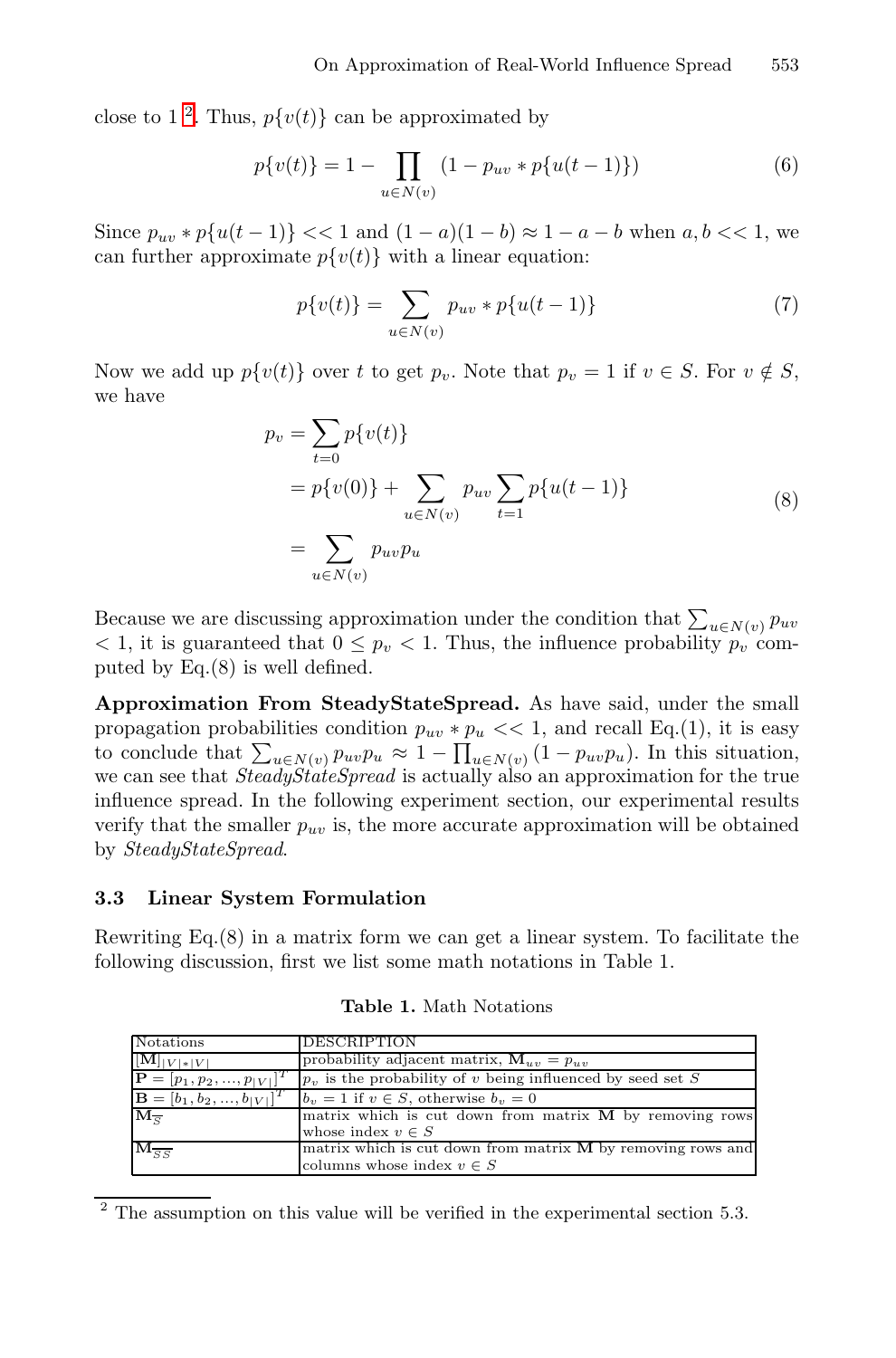close to 1 [2]. Thus, $p\{v(t)\}$ can be approximated by

$$p\{v(t)\} = 1 - \prod_{u \in N(v)} (1 - p_{uv} * p\{u(t-1)\}) \tag{6}$$

Since $p_{uv} * p\{u(t-1)\} << 1$ and $(1-a)(1-b) \approx 1 - a - b$ when $a, b << 1$, we can further approximate $p\{v(t)\}$ with a linear equation:

$$p\{v(t)\} = \sum_{u \in N(v)} p_{uv} * p\{u(t-1)\} \tag{7}$$

Now we add up $p\{v(t)\}$ over $t$ to get $p_v$. Note that $p_v = 1$ if $v \in S$. For $v \notin S$, we have

$$\begin{aligned} p_v &= \sum_{t=0} p\{v(t)\} \\ &= p\{v(0)\} + \sum_{u \in N(v)} p_{uv} \sum_{t=1} p\{u(t-1)\} \\ &= \sum_{u \in N(v)} p_{uv} p_u \end{aligned} \tag{8}$$

Because we are discussing approximation under the condition that $\sum_{u \in N(v)} p_{uv} < 1$, it is guaranteed that $0 \leq p_v < 1$. Thus, the influence probability $p_v$ computed by Eq.(8) is well defined.

**Approximation From SteadyStateSpread.** As have said, under the small propagation probabilities condition $p_{uv} * p_u << 1$, and recall Eq.(1), it is easy to conclude that $\sum_{u \in N(v)} p_{uv} p_u \approx 1 - \prod_{u \in N(v)} (1 - p_{uv} p_u)$. In this situation, we can see that *SteadyStateSpread* is actually also an approximation for the true influence spread. In the following experiment section, our experimental results verify that the smaller $p_{uv}$ is, the more accurate approximation will be obtained by *SteadyStateSpread*.

### 3.3 Linear System Formulation

Rewriting Eq.(8) in a matrix form we can get a linear system. To facilitate the following discussion, first we list some math notations in Table 1.

**Table 1.** Math Notations

| Notations | DESCRIPTION |
| --- | --- |
| $[\mathbf{M}]_{\lvert V \rvert * \lvert V \rvert}$ | probability adjacent matrix, $\mathbf{M}_{uv} = p_{uv}$ |
| $\mathbf{P} = [p_1, p_2, ..., p_{\lvert V \rvert}]^T$ | $p_v$ is the probability of $v$ being influenced by seed set $S$ |
| $\mathbf{B} = [b_1, b_2, ..., b_{\lvert V \rvert}]^T$ | $b_v = 1$ if $v \in S$, otherwise $b_v = 0$ |
| $\mathbf{M}_{\overline{S}}$ | matrix which is cut down from matrix $\mathbf{M}$ by removing rows whose index $v \in S$ |
| $\mathbf{M}_{\overline{SS}}$ | matrix which is cut down from matrix $\mathbf{M}$ by removing rows and columns whose index $v \in S$ |

[2] The assumption on this value will be verified in the experimental section 5.3.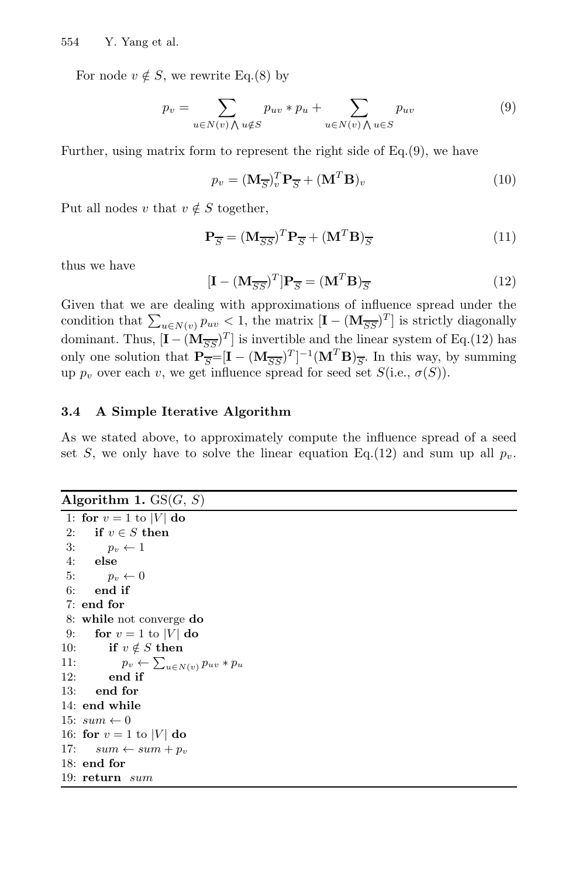For node $v \notin S$, we rewrite Eq.(8) by

$$p_v = \sum_{u \in N(v) \bigwedge u \notin S} p_{uv} * p_u + \sum_{u \in N(v) \bigwedge u \in S} p_{uv} \tag{9}$$

Further, using matrix form to represent the right side of Eq.(9), we have

$$p_v = (\mathbf{M}_{\overline{S}})_v^T \mathbf{P}_{\overline{S}} + (\mathbf{M}^T \mathbf{B})_v \tag{10}$$

Put all nodes $v$ that $v \notin S$ together,

$$\mathbf{P}_{\overline{S}} = (\mathbf{M}_{\overline{SS}})^T \mathbf{P}_{\overline{S}} + (\mathbf{M}^T \mathbf{B})_{\overline{S}} \tag{11}$$

thus we have

$$[\mathbf{I} - (\mathbf{M}_{\overline{SS}})^T] \mathbf{P}_{\overline{S}} = (\mathbf{M}^T \mathbf{B})_{\overline{S}} \tag{12}$$

Given that we are dealing with approximations of influence spread under the condition that $\sum_{u \in N(v)} p_{uv} < 1$, the matrix $[\mathbf{I} - (\mathbf{M}_{\overline{SS}})^T]$ is strictly diagonally dominant. Thus, $[\mathbf{I} - (\mathbf{M}_{\overline{SS}})^T]$ is invertible and the linear system of Eq.(12) has only one solution that $\mathbf{P}_{\overline{S}}$=$[\mathbf{I} - (\mathbf{M}_{\overline{SS}})^T]^{-1}(\mathbf{M}^T \mathbf{B})_{\overline{S}}$. In this way, by summing up $p_v$ over each $v$, we get influence spread for seed set $S$(i.e., $\sigma(S)$).

### 3.4 A Simple Iterative Algorithm

As we stated above, to approximately compute the influence spread of a seed set $S$, we only have to solve the linear equation Eq.(12) and sum up all $p_v$.

**Algorithm 1.** GS($G$, $S$)

```
1: for v = 1 to |V| do
2:    if v ∈ S then
3:       p_v ← 1
4:    else
5:       p_v ← 0
6:    end if
7: end for
8: while not converge do
9:    for v = 1 to |V| do
10:      if v ∉ S then
11:         p_v ← Σ_{u∈N(v)} p_uv * p_u
12:      end if
13:   end for
14: end while
15: sum ← 0
16: for v = 1 to |V| do
17:    sum ← sum + p_v
18: end for
19: return sum
```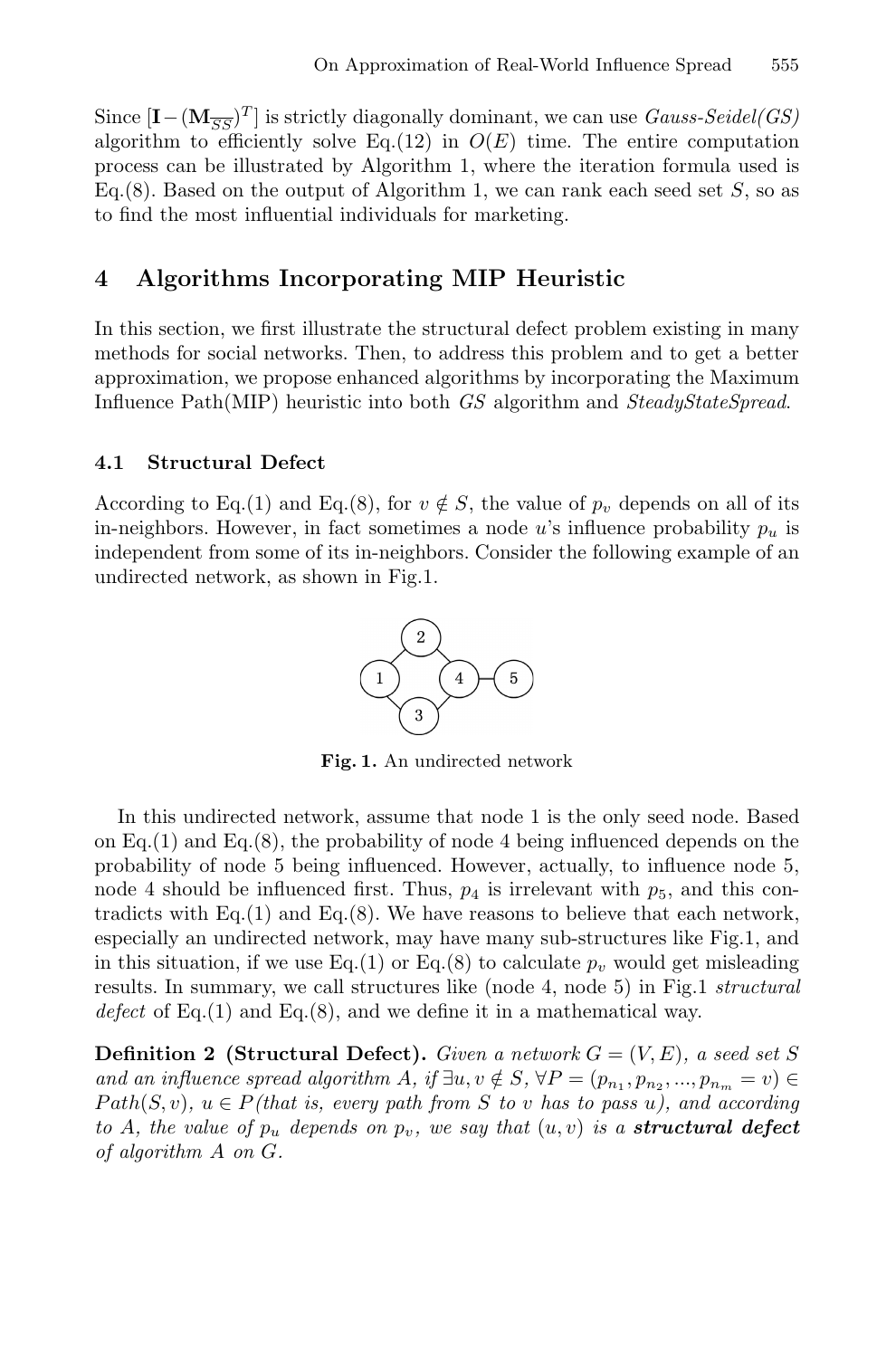Since $[\mathbf{I} - (\mathbf{M}_{\overline{SS}})^T]$ is strictly diagonally dominant, we can use *Gauss-Seidel(GS)* algorithm to efficiently solve Eq.(12) in $O(E)$ time. The entire computation process can be illustrated by Algorithm 1, where the iteration formula used is Eq.(8). Based on the output of Algorithm 1, we can rank each seed set $S$, so as to find the most influential individuals for marketing.

## 4 Algorithms Incorporating MIP Heuristic

In this section, we first illustrate the structural defect problem existing in many methods for social networks. Then, to address this problem and to get a better approximation, we propose enhanced algorithms by incorporating the Maximum Influence Path(MIP) heuristic into both *GS* algorithm and *SteadyStateSpread*.

### 4.1 Structural Defect

According to Eq.(1) and Eq.(8), for $v \notin S$, the value of $p_v$ depends on all of its in-neighbors. However, in fact sometimes a node $u$'s influence probability $p_u$ is independent from some of its in-neighbors. Consider the following example of an undirected network, as shown in Fig.1.

**Fig. 1.** An undirected network

In this undirected network, assume that node 1 is the only seed node. Based on Eq.(1) and Eq.(8), the probability of node 4 being influenced depends on the probability of node 5 being influenced. However, actually, to influence node 5, node 4 should be influenced first. Thus, $p_4$ is irrelevant with $p_5$, and this contradicts with Eq.(1) and Eq.(8). We have reasons to believe that each network, especially an undirected network, may have many sub-structures like Fig.1, and in this situation, if we use Eq.(1) or Eq.(8) to calculate $p_v$ would get misleading results. In summary, we call structures like (node 4, node 5) in Fig.1 *structural defect* of Eq.(1) and Eq.(8), and we define it in a mathematical way.

**Definition 2 (Structural Defect).** *Given a network $G = (V, E)$, a seed set $S$ and an influence spread algorithm $A$, if $\exists u, v \notin S$, $\forall P = (p_{n_1}, p_{n_2}, ..., p_{n_m} = v) \in Path(S, v)$, $u \in P$(that is, every path from $S$ to $v$ has to pass $u$), and according to $A$, the value of $p_u$ depends on $p_v$, we say that $(u, v)$ is a* ***structural defect*** *of algorithm $A$ on $G$.*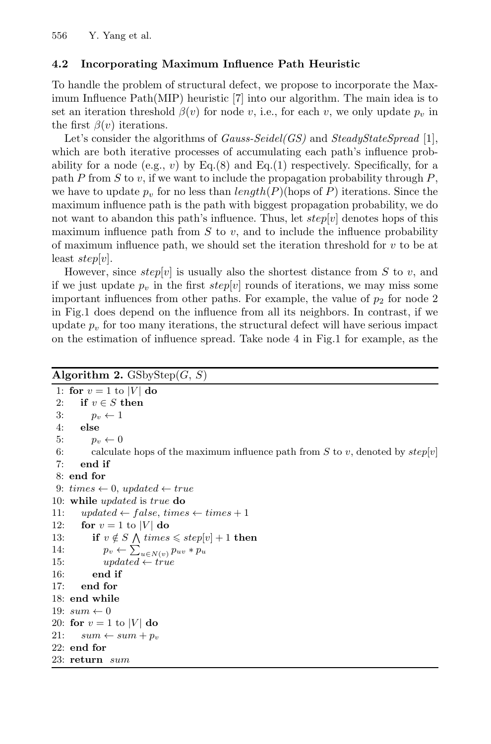### 4.2 Incorporating Maximum Influence Path Heuristic

To handle the problem of structural defect, we propose to incorporate the Maximum Influence Path(MIP) heuristic [7] into our algorithm. The main idea is to set an iteration threshold $\beta(v)$ for node $v$, i.e., for each $v$, we only update $p_v$ in the first $\beta(v)$ iterations.

Let's consider the algorithms of *Gauss-Seidel(GS)* and *SteadyStateSpread* [1], which are both iterative processes of accumulating each path's influence probability for a node (e.g., $v$) by Eq.(8) and Eq.(1) respectively. Specifically, for a path $P$ from $S$ to $v$, if we want to include the propagation probability through $P$, we have to update $p_v$ for no less than $length(P)$(hops of $P$) iterations. Since the maximum influence path is the path with biggest propagation probability, we do not want to abandon this path's influence. Thus, let $step[v]$ denotes hops of this maximum influence path from $S$ to $v$, and to include the influence probability of maximum influence path, we should set the iteration threshold for $v$ to be at least $step[v]$.

However, since $step[v]$ is usually also the shortest distance from $S$ to $v$, and if we just update $p_v$ in the first $step[v]$ rounds of iterations, we may miss some important influences from other paths. For example, the value of $p_2$ for node 2 in Fig.1 does depend on the influence from all its neighbors. In contrast, if we update $p_v$ for too many iterations, the structural defect will have serious impact on the estimation of influence spread. Take node 4 in Fig.1 for example, as the

**Algorithm 2.** GSbyStep($G$, $S$)

```
1: for v = 1 to |V| do
2:    if v ∈ S then
3:       p_v ← 1
4:    else
5:       p_v ← 0
6:       calculate hops of the maximum influence path from S to v, denoted by step[v]
7:    end if
8: end for
9: times ← 0, updated ← true
10: while updated is true do
11:    updated ← false, times ← times + 1
12:    for v = 1 to |V| do
13:       if v ∉ S ⋀ times ⩽ step[v] + 1 then
14:          p_v ← Σ_{u∈N(v)} p_uv * p_u
15:          updated ← true
16:       end if
17:    end for
18: end while
19: sum ← 0
20: for v = 1 to |V| do
21:    sum ← sum + p_v
22: end for
23: return sum
```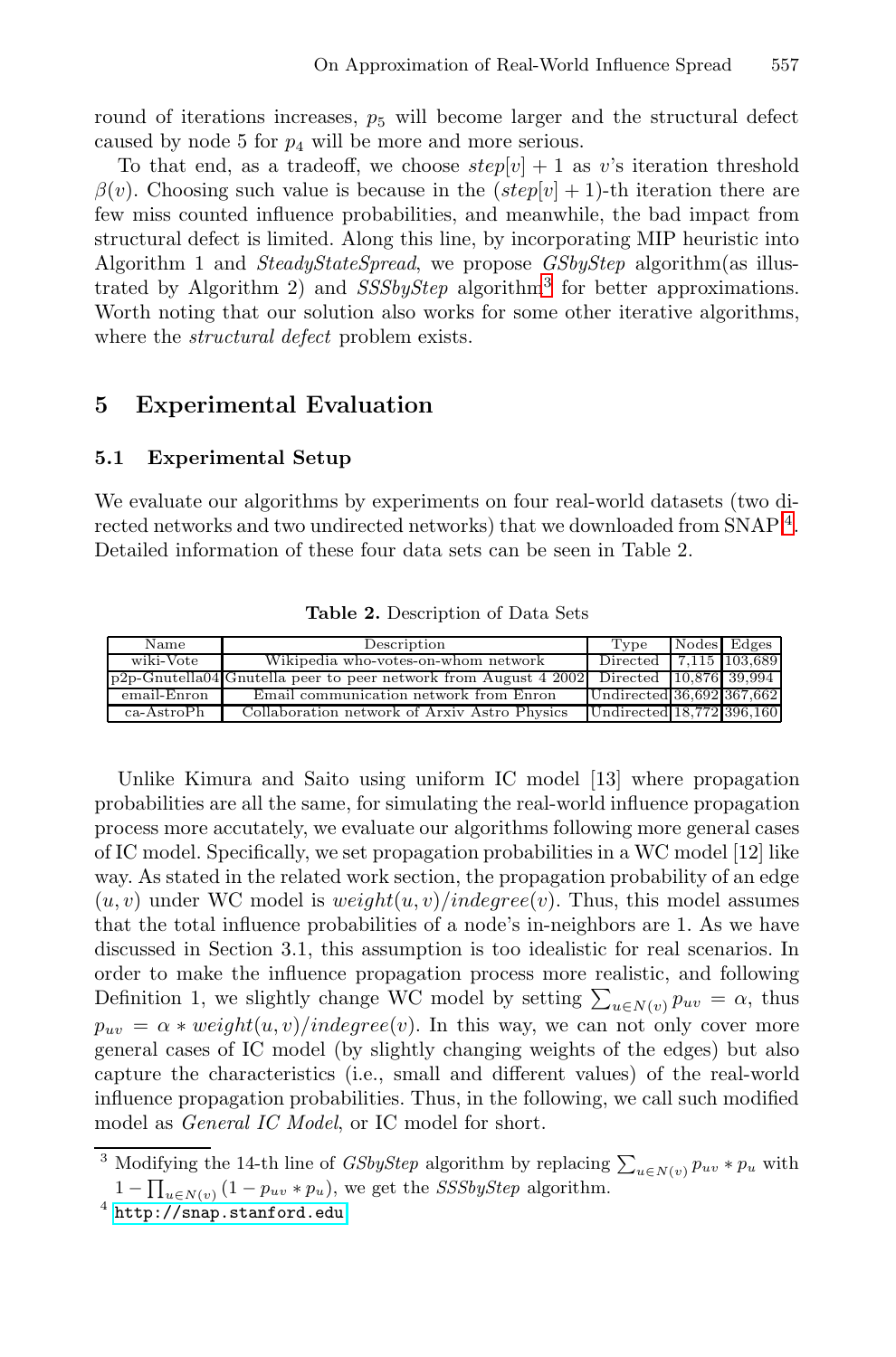round of iterations increases, $p_5$ will become larger and the structural defect caused by node 5 for $p_4$ will be more and more serious.

To that end, as a tradeoff, we choose $step[v]+1$ as $v$'s iteration threshold $\beta(v)$. Choosing such value is because in the $(step[v]+1)$-th iteration there are few miss counted influence probabilities, and meanwhile, the bad impact from structural defect is limited. Along this line, by incorporating MIP heuristic into Algorithm 1 and *SteadyStateSpread*, we propose *GSbyStep* algorithm(as illustrated by Algorithm 2) and *SSSbyStep* algorithm[3] for better approximations. Worth noting that our solution also works for some other iterative algorithms, where the *structural defect* problem exists.

## 5 Experimental Evaluation

### 5.1 Experimental Setup

We evaluate our algorithms by experiments on four real-world datasets (two directed networks and two undirected networks) that we downloaded from SNAP[4]. Detailed information of these four data sets can be seen in Table 2.

**Table 2.** Description of Data Sets

| Name | Description | Type | Nodes | Edges |
|---|---|---|---|---|
| wiki-Vote | Wikipedia who-votes-on-whom network | Directed | 7,115 | 103,689 |
| p2p-Gnutella04 | Gnutella peer to peer network from August 4 2002 | Directed | 10,876 | 39,994 |
| email-Enron | Email communication network from Enron | Undirected | 36,692 | 367,662 |
| ca-AstroPh | Collaboration network of Arxiv Astro Physics | Undirected | 18,772 | 396,160 |

Unlike Kimura and Saito using uniform IC model [13] where propagation probabilities are all the same, for simulating the real-world influence propagation process more accutately, we evaluate our algorithms following more general cases of IC model. Specifically, we set propagation probabilities in a WC model [12] like way. As stated in the related work section, the propagation probability of an edge $(u, v)$ under WC model is $weight(u, v)/indegree(v)$. Thus, this model assumes that the total influence probabilities of a node's in-neighbors are 1. As we have discussed in Section 3.1, this assumption is too idealistic for real scenarios. In order to make the influence propagation process more realistic, and following Definition 1, we slightly change WC model by setting $\sum_{u\in N(v)} p_{uv} = \alpha$, thus $p_{uv} = \alpha * weight(u, v)/indegree(v)$. In this way, we can not only cover more general cases of IC model (by slightly changing weights of the edges) but also capture the characteristics (i.e., small and different values) of the real-world influence propagation probabilities. Thus, in the following, we call such modified model as *General IC Model*, or IC model for short.

---

[3] Modifying the 14-th line of *GSbyStep* algorithm by replacing $\sum_{u\in N(v)} p_{uv} * p_u$ with $1 - \prod_{u\in N(v)} (1 - p_{uv} * p_u)$, we get the *SSSbyStep* algorithm.

[4] http://snap.stanford.edu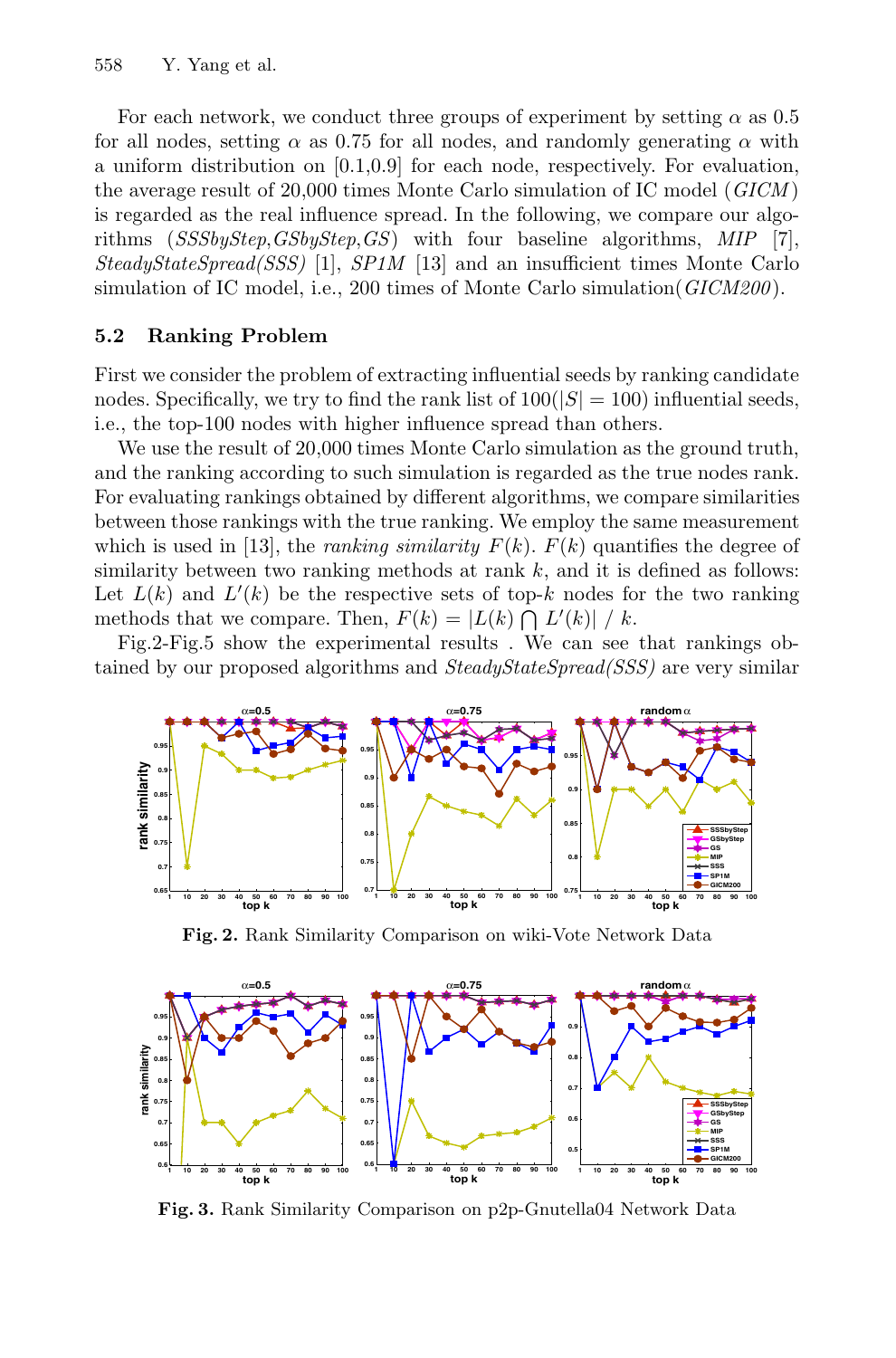For each network, we conduct three groups of experiment by setting $\alpha$ as 0.5 for all nodes, setting $\alpha$ as 0.75 for all nodes, and randomly generating $\alpha$ with a uniform distribution on [0.1,0.9] for each node, respectively. For evaluation, the average result of 20,000 times Monte Carlo simulation of IC model (*GICM*) is regarded as the real influence spread. In the following, we compare our algorithms (*SSSbyStep*,*GSbyStep*,*GS*) with four baseline algorithms, *MIP* [7], *SteadyStateSpread(SSS)* [1], *SP1M* [13] and an insufficient times Monte Carlo simulation of IC model, i.e., 200 times of Monte Carlo simulation(*GICM200*).

### 5.2 Ranking Problem

First we consider the problem of extracting influential seeds by ranking candidate nodes. Specifically, we try to find the rank list of 100($|S| = 100$) influential seeds, i.e., the top-100 nodes with higher influence spread than others.

We use the result of 20,000 times Monte Carlo simulation as the ground truth, and the ranking according to such simulation is regarded as the true nodes rank. For evaluating rankings obtained by different algorithms, we compare similarities between those rankings with the true ranking. We employ the same measurement which is used in [13], the *ranking similarity* $F(k)$. $F(k)$ quantifies the degree of similarity between two ranking methods at rank $k$, and it is defined as follows: Let $L(k)$ and $L'(k)$ be the respective sets of top-$k$ nodes for the two ranking methods that we compare. Then, $F(k) = |L(k) \bigcap L'(k)| \ / \ k$.

Fig.2-Fig.5 show the experimental results . We can see that rankings obtained by our proposed algorithms and *SteadyStateSpread(SSS)* are very similar

**Fig. 2.** Rank Similarity Comparison on wiki-Vote Network Data

**Fig. 3.** Rank Similarity Comparison on p2p-Gnutella04 Network Data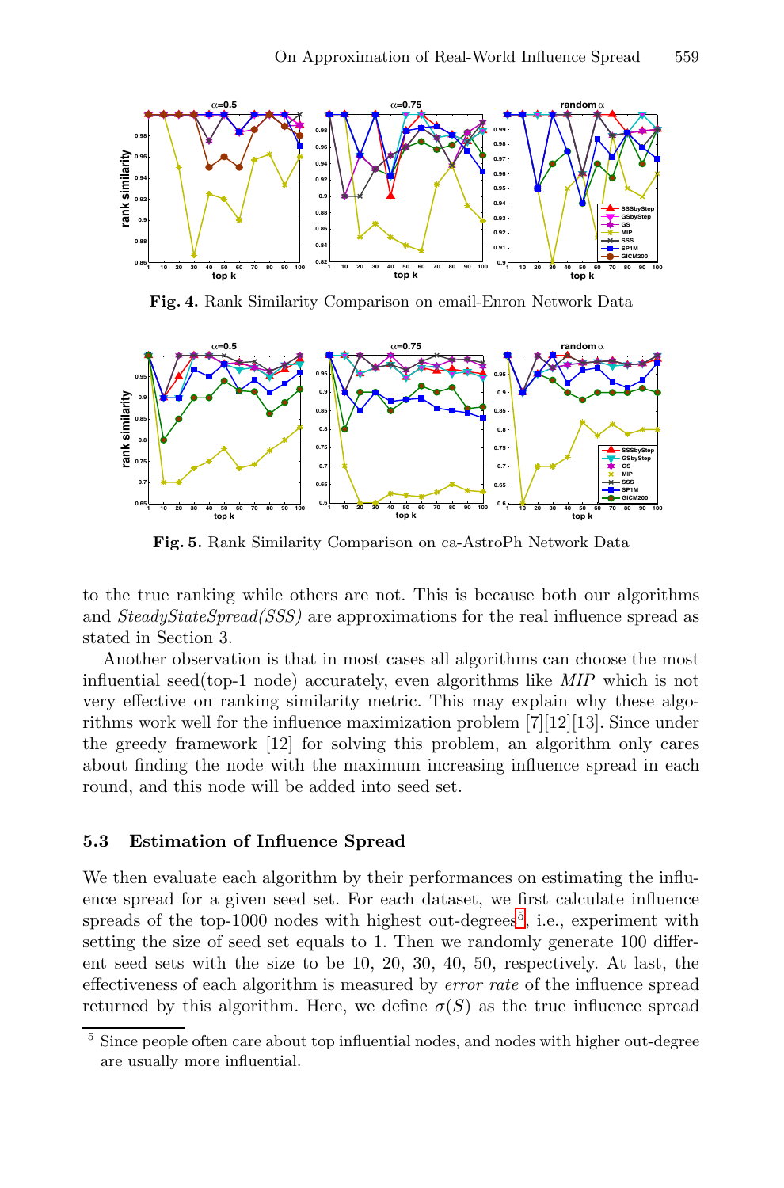**Fig. 4.** Rank Similarity Comparison on email-Enron Network Data

**Fig. 5.** Rank Similarity Comparison on ca-AstroPh Network Data

to the true ranking while others are not. This is because both our algorithms and *SteadyStateSpread(SSS)* are approximations for the real influence spread as stated in Section 3.

Another observation is that in most cases all algorithms can choose the most influential seed(top-1 node) accurately, even algorithms like *MIP* which is not very effective on ranking similarity metric. This may explain why these algorithms work well for the influence maximization problem [7][12][13]. Since under the greedy framework [12] for solving this problem, an algorithm only cares about finding the node with the maximum increasing influence spread in each round, and this node will be added into seed set.

### 5.3 Estimation of Influence Spread

We then evaluate each algorithm by their performances on estimating the influence spread for a given seed set. For each dataset, we first calculate influence spreads of the top-1000 nodes with highest out-degrees[5], i.e., experiment with setting the size of seed set equals to 1. Then we randomly generate 100 different seed sets with the size to be 10, 20, 30, 40, 50, respectively. At last, the effectiveness of each algorithm is measured by *error rate* of the influence spread returned by this algorithm. Here, we define $\sigma(S)$ as the true influence spread

[5] Since people often care about top influential nodes, and nodes with higher out-degree are usually more influential.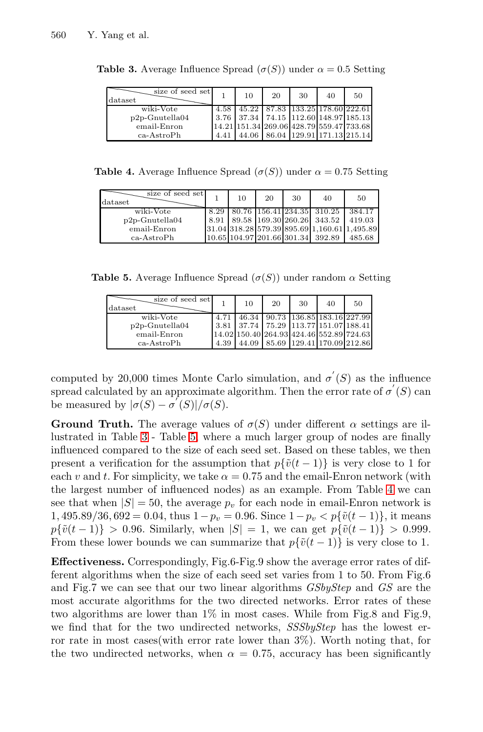**Table 3.** Average Influence Spread ($\sigma(S)$) under $\alpha = 0.5$ Setting

| dataset \ size of seed set | 1 | 10 | 20 | 30 | 40 | 50 |
|---|---|---|---|---|---|---|
| wiki-Vote | 4.58 | 45.22 | 87.83 | 133.25 | 178.60 | 222.61 |
| p2p-Gnutella04 | 3.76 | 37.34 | 74.15 | 112.60 | 148.97 | 185.13 |
| email-Enron | 14.21 | 151.34 | 269.06 | 428.79 | 559.47 | 733.68 |
| ca-AstroPh | 4.41 | 44.06 | 86.04 | 129.91 | 171.13 | 215.14 |

**Table 4.** Average Influence Spread ($\sigma(S)$) under $\alpha = 0.75$ Setting

| dataset \ size of seed set | 1 | 10 | 20 | 30 | 40 | 50 |
|---|---|---|---|---|---|---|
| wiki-Vote | 8.29 | 80.76 | 156.41 | 234.35 | 310.25 | 384.17 |
| p2p-Gnutella04 | 8.91 | 89.58 | 169.30 | 260.26 | 343.52 | 419.03 |
| email-Enron | 31.04 | 318.28 | 579.39 | 895.69 | 1,160.61 | 1,495.89 |
| ca-AstroPh | 10.65 | 104.97 | 201.66 | 301.34 | 392.89 | 485.68 |

**Table 5.** Average Influence Spread ($\sigma(S)$) under random $\alpha$ Setting

| dataset \ size of seed set | 1 | 10 | 20 | 30 | 40 | 50 |
|---|---|---|---|---|---|---|
| wiki-Vote | 4.71 | 46.34 | 90.73 | 136.85 | 183.16 | 227.99 |
| p2p-Gnutella04 | 3.81 | 37.74 | 75.29 | 113.77 | 151.07 | 188.41 |
| email-Enron | 14.02 | 150.40 | 264.93 | 424.46 | 552.89 | 724.63 |
| ca-AstroPh | 4.39 | 44.09 | 85.69 | 129.41 | 170.09 | 212.86 |

computed by 20,000 times Monte Carlo simulation, and $\sigma^{'}(S)$ as the influence spread calculated by an approximate algorithm. Then the error rate of $\sigma^{'}(S)$ can be measured by $|\sigma(S) - \sigma^{'}(S)|/\sigma(S)$.

**Ground Truth.** The average values of $\sigma(S)$ under different $\alpha$ settings are illustrated in Table 3 - Table 5, where a much larger group of nodes are finally influenced compared to the size of each seed set. Based on these tables, we then present a verification for the assumption that $p\{\tilde{v}(t-1)\}$ is very close to 1 for each $v$ and $t$. For simplicity, we take $\alpha = 0.75$ and the email-Enron network (with the largest number of influenced nodes) as an example. From Table 4 we can see that when $|S| = 50$, the average $p_v$ for each node in email-Enron network is $1,495.89/36,692 = 0.04$, thus $1 - p_v = 0.96$. Since $1 - p_v < p\{\tilde{v}(t-1)\}$, it means $p\{\tilde{v}(t-1)\} > 0.96$. Similarly, when $|S| = 1$, we can get $p\{\tilde{v}(t-1)\} > 0.999$. From these lower bounds we can summarize that $p\{\tilde{v}(t-1)\}$ is very close to 1.

**Effectiveness.** Correspondingly, Fig.6-Fig.9 show the average error rates of different algorithms when the size of each seed set varies from 1 to 50. From Fig.6 and Fig.7 we can see that our two linear algorithms *GSbyStep* and *GS* are the most accurate algorithms for the two directed networks. Error rates of these two algorithms are lower than 1% in most cases. While from Fig.8 and Fig.9, we find that for the two undirected networks, *SSSbyStep* has the lowest error rate in most cases(with error rate lower than 3%). Worth noting that, for the two undirected networks, when $\alpha = 0.75$, accuracy has been significantly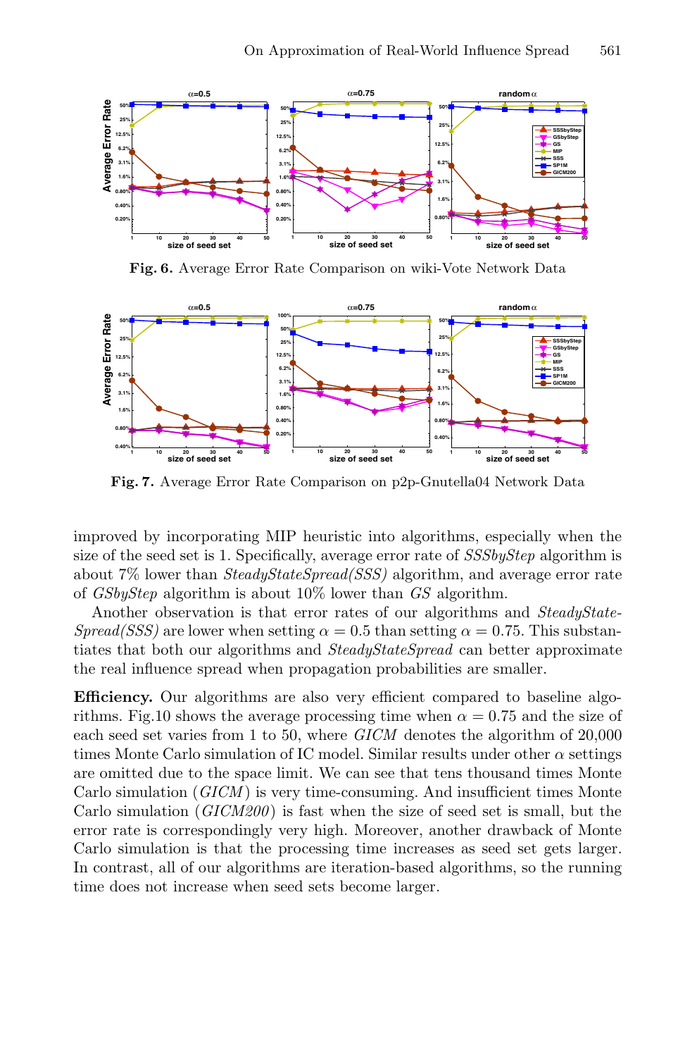**Fig. 6.** Average Error Rate Comparison on wiki-Vote Network Data

**Fig. 7.** Average Error Rate Comparison on p2p-Gnutella04 Network Data

improved by incorporating MIP heuristic into algorithms, especially when the size of the seed set is 1. Specifically, average error rate of *SSSbyStep* algorithm is about 7% lower than *SteadyStateSpread(SSS)* algorithm, and average error rate of *GSbyStep* algorithm is about 10% lower than *GS* algorithm.

Another observation is that error rates of our algorithms and *SteadyStateSpread(SSS)* are lower when setting $\alpha = 0.5$ than setting $\alpha = 0.75$. This substantiates that both our algorithms and *SteadyStateSpread* can better approximate the real influence spread when propagation probabilities are smaller.

**Efficiency.** Our algorithms are also very efficient compared to baseline algorithms. Fig.10 shows the average processing time when $\alpha = 0.75$ and the size of each seed set varies from 1 to 50, where *GICM* denotes the algorithm of 20,000 times Monte Carlo simulation of IC model. Similar results under other $\alpha$ settings are omitted due to the space limit. We can see that tens thousand times Monte Carlo simulation (*GICM*) is very time-consuming. And insufficient times Monte Carlo simulation (*GICM200*) is fast when the size of seed set is small, but the error rate is correspondingly very high. Moreover, another drawback of Monte Carlo simulation is that the processing time increases as seed set gets larger. In contrast, all of our algorithms are iteration-based algorithms, so the running time does not increase when seed sets become larger.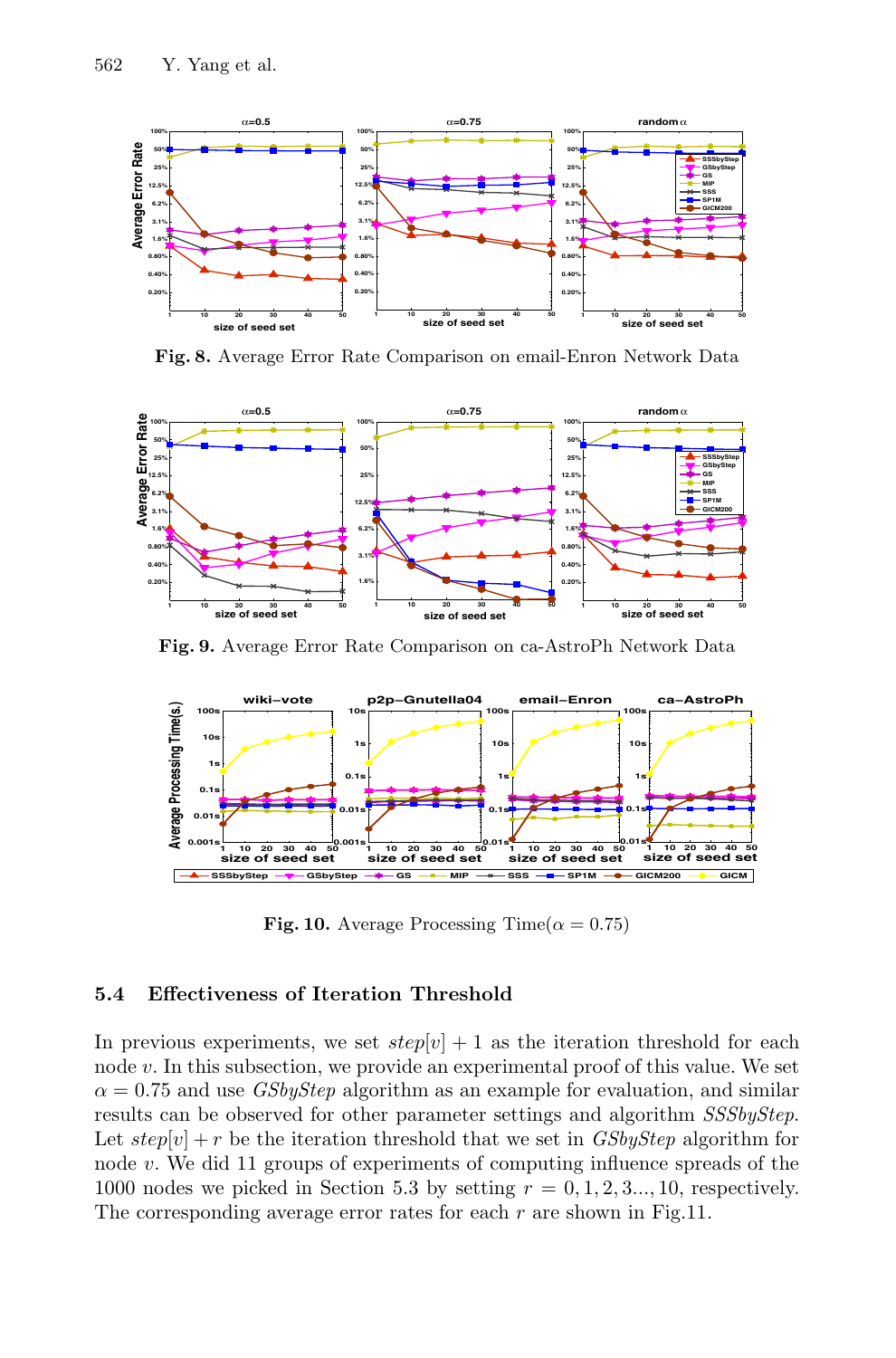**Fig. 8.** Average Error Rate Comparison on email-Enron Network Data

**Fig. 9.** Average Error Rate Comparison on ca-AstroPh Network Data

**Fig. 10.** Average Processing Time($\alpha = 0.75$)

### 5.4 Effectiveness of Iteration Threshold

In previous experiments, we set $step[v] + 1$ as the iteration threshold for each node $v$. In this subsection, we provide an experimental proof of this value. We set $\alpha = 0.75$ and use *GSbyStep* algorithm as an example for evaluation, and similar results can be observed for other parameter settings and algorithm *SSSbyStep*. Let $step[v] + r$ be the iteration threshold that we set in *GSbyStep* algorithm for node $v$. We did 11 groups of experiments of computing influence spreads of the 1000 nodes we picked in Section 5.3 by setting $r = 0, 1, 2, 3..., 10$, respectively. The corresponding average error rates for each $r$ are shown in Fig.11.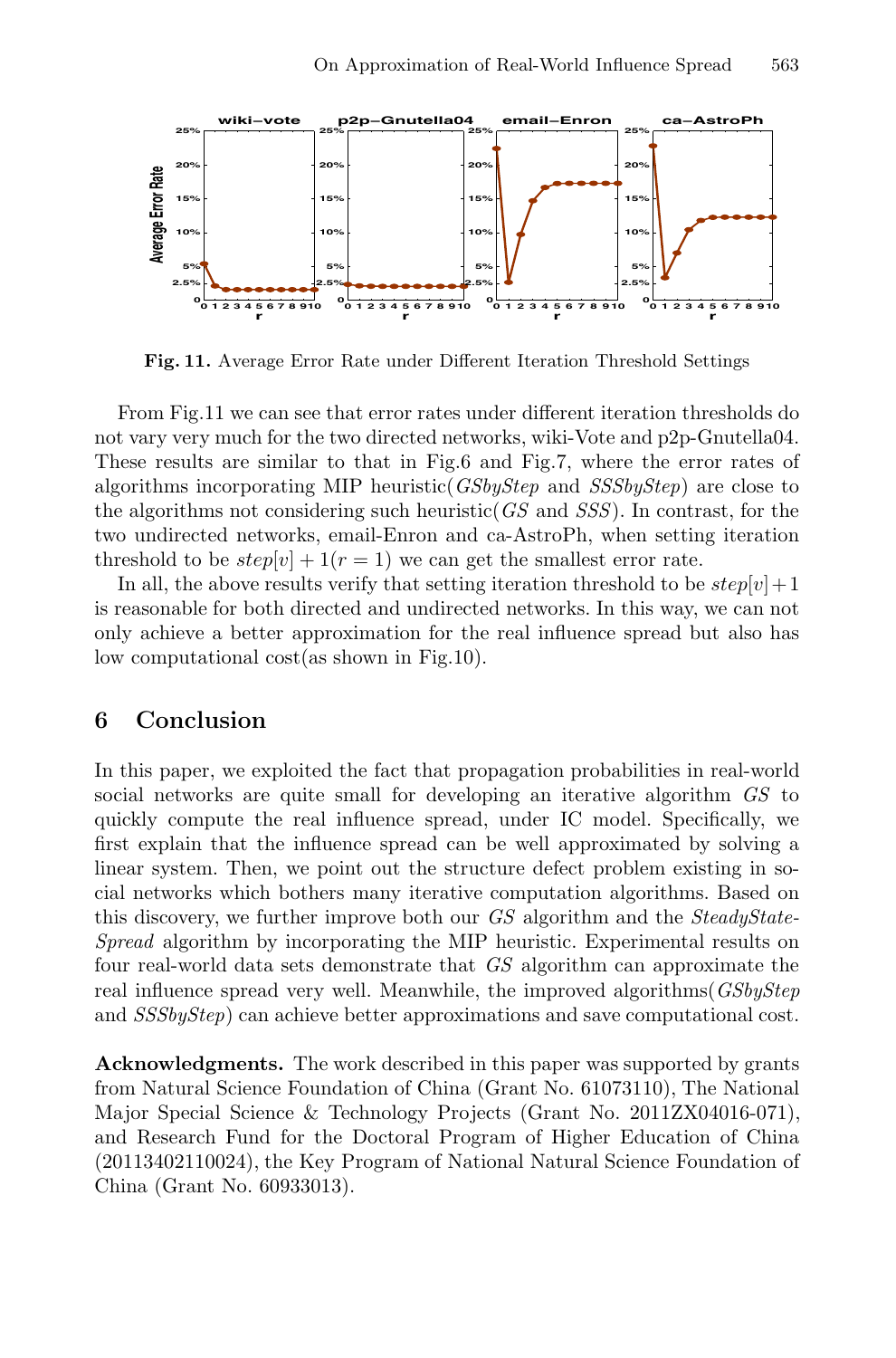**Fig. 11.** Average Error Rate under Different Iteration Threshold Settings

From Fig.11 we can see that error rates under different iteration thresholds do not vary very much for the two directed networks, wiki-Vote and p2p-Gnutella04. These results are similar to that in Fig.6 and Fig.7, where the error rates of algorithms incorporating MIP heuristic(*GSbyStep* and *SSSbyStep*) are close to the algorithms not considering such heuristic(*GS* and *SSS*). In contrast, for the two undirected networks, email-Enron and ca-AstroPh, when setting iteration threshold to be $step[v] + 1 (r = 1)$ we can get the smallest error rate.

In all, the above results verify that setting iteration threshold to be $step[v]+1$ is reasonable for both directed and undirected networks. In this way, we can not only achieve a better approximation for the real influence spread but also has low computational cost(as shown in Fig.10).

## 6 Conclusion

In this paper, we exploited the fact that propagation probabilities in real-world social networks are quite small for developing an iterative algorithm *GS* to quickly compute the real influence spread, under IC model. Specifically, we first explain that the influence spread can be well approximated by solving a linear system. Then, we point out the structure defect problem existing in social networks which bothers many iterative computation algorithms. Based on this discovery, we further improve both our *GS* algorithm and the *SteadyState-Spread* algorithm by incorporating the MIP heuristic. Experimental results on four real-world data sets demonstrate that *GS* algorithm can approximate the real influence spread very well. Meanwhile, the improved algorithms(*GSbyStep* and *SSSbyStep*) can achieve better approximations and save computational cost.

**Acknowledgments.** The work described in this paper was supported by grants from Natural Science Foundation of China (Grant No. 61073110), The National Major Special Science & Technology Projects (Grant No. 2011ZX04016-071), and Research Fund for the Doctoral Program of Higher Education of China (20113402110024), the Key Program of National Natural Science Foundation of China (Grant No. 60933013).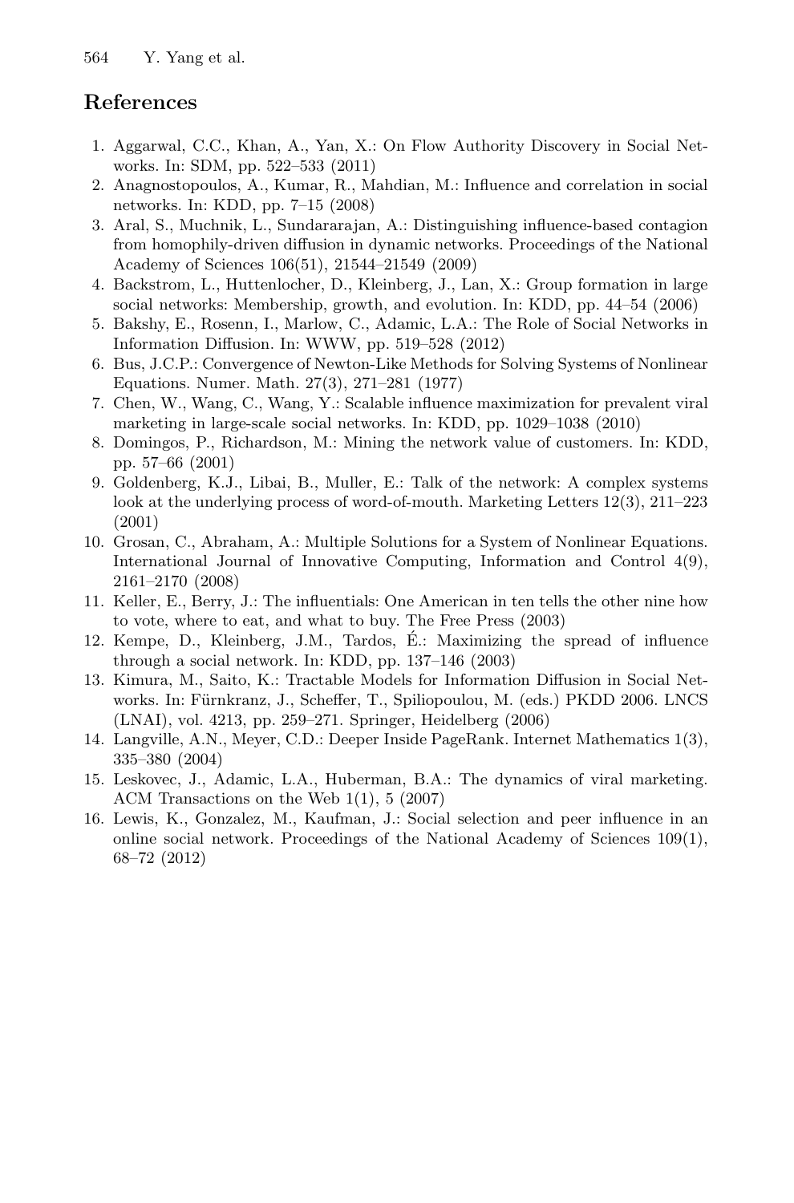## References

1. Aggarwal, C.C., Khan, A., Yan, X.: On Flow Authority Discovery in Social Networks. In: SDM, pp. 522–533 (2011)
2. Anagnostopoulos, A., Kumar, R., Mahdian, M.: Influence and correlation in social networks. In: KDD, pp. 7–15 (2008)
3. Aral, S., Muchnik, L., Sundararajan, A.: Distinguishing influence-based contagion from homophily-driven diffusion in dynamic networks. Proceedings of the National Academy of Sciences 106(51), 21544–21549 (2009)
4. Backstrom, L., Huttenlocher, D., Kleinberg, J., Lan, X.: Group formation in large social networks: Membership, growth, and evolution. In: KDD, pp. 44–54 (2006)
5. Bakshy, E., Rosenn, I., Marlow, C., Adamic, L.A.: The Role of Social Networks in Information Diffusion. In: WWW, pp. 519–528 (2012)
6. Bus, J.C.P.: Convergence of Newton-Like Methods for Solving Systems of Nonlinear Equations. Numer. Math. 27(3), 271–281 (1977)
7. Chen, W., Wang, C., Wang, Y.: Scalable influence maximization for prevalent viral marketing in large-scale social networks. In: KDD, pp. 1029–1038 (2010)
8. Domingos, P., Richardson, M.: Mining the network value of customers. In: KDD, pp. 57–66 (2001)
9. Goldenberg, K.J., Libai, B., Muller, E.: Talk of the network: A complex systems look at the underlying process of word-of-mouth. Marketing Letters 12(3), 211–223 (2001)
10. Grosan, C., Abraham, A.: Multiple Solutions for a System of Nonlinear Equations. International Journal of Innovative Computing, Information and Control 4(9), 2161–2170 (2008)
11. Keller, E., Berry, J.: The influentials: One American in ten tells the other nine how to vote, where to eat, and what to buy. The Free Press (2003)
12. Kempe, D., Kleinberg, J.M., Tardos, É.: Maximizing the spread of influence through a social network. In: KDD, pp. 137–146 (2003)
13. Kimura, M., Saito, K.: Tractable Models for Information Diffusion in Social Networks. In: Fürnkranz, J., Scheffer, T., Spiliopoulou, M. (eds.) PKDD 2006. LNCS (LNAI), vol. 4213, pp. 259–271. Springer, Heidelberg (2006)
14. Langville, A.N., Meyer, C.D.: Deeper Inside PageRank. Internet Mathematics 1(3), 335–380 (2004)
15. Leskovec, J., Adamic, L.A., Huberman, B.A.: The dynamics of viral marketing. ACM Transactions on the Web 1(1), 5 (2007)
16. Lewis, K., Gonzalez, M., Kaufman, J.: Social selection and peer influence in an online social network. Proceedings of the National Academy of Sciences 109(1), 68–72 (2012)